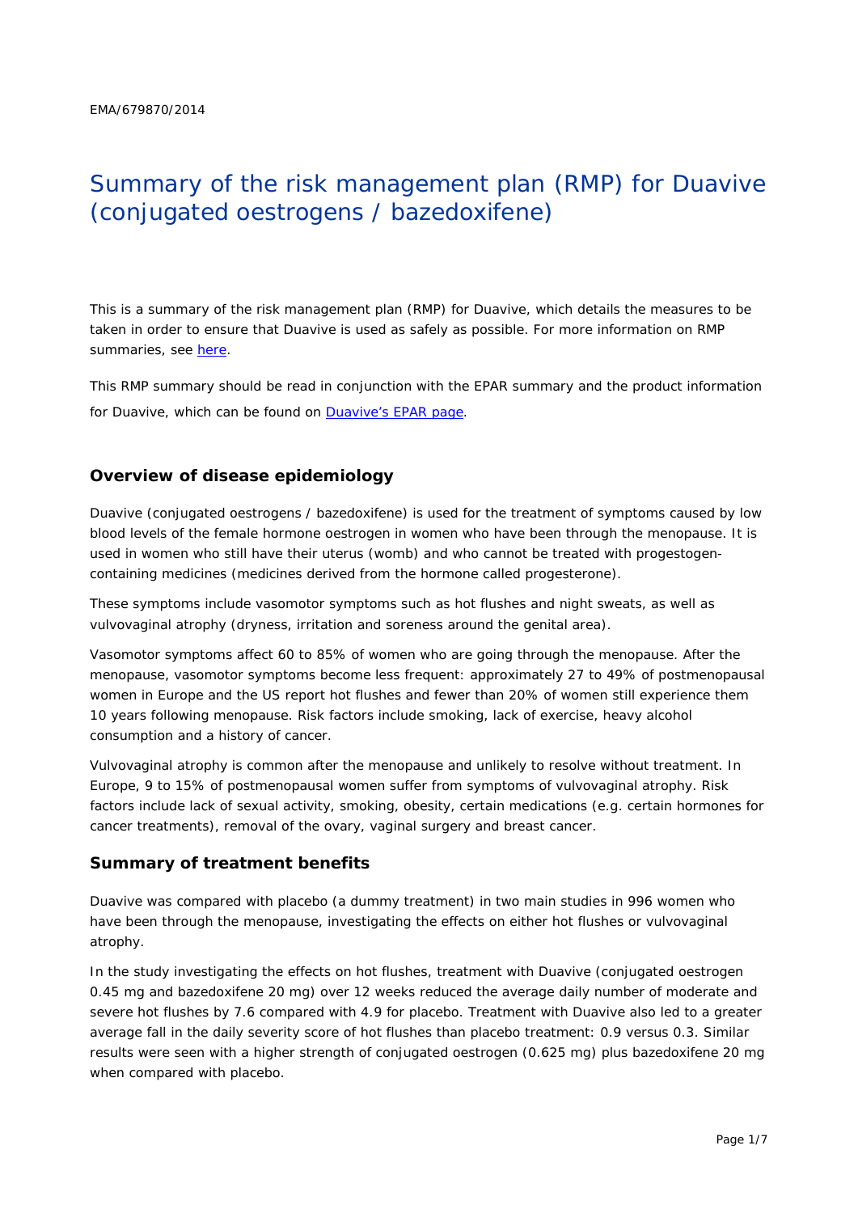EMA/679870/2014

# Summary of the risk management plan (RMP) for Duavive (conjugated oestrogens / bazedoxifene)

This is a summary of the risk management plan (RMP) for Duavive, which details the measures to be taken in order to ensure that Duavive is used as safely as possible. For more information on RMP summaries, see here.

This RMP summary should be read in conjunction with the EPAR summary and the product information for Duavive, which can be found on Duavive's EPAR page.

## Overview of disease epidemiology

Duavive (conjugated oestrogens / bazedoxifene) is used for the treatment of symptoms caused by low blood levels of the female hormone oestrogen in women who have been through the menopause. It is used in women who still have their uterus (womb) and who cannot be treated with progestogen-containing medicines (medicines derived from the hormone called progesterone).

These symptoms include vasomotor symptoms such as hot flushes and night sweats, as well as vulvovaginal atrophy (dryness, irritation and soreness around the genital area).

Vasomotor symptoms affect 60 to 85% of women who are going through the menopause. After the menopause, vasomotor symptoms become less frequent: approximately 27 to 49% of postmenopausal women in Europe and the US report hot flushes and fewer than 20% of women still experience them 10 years following menopause. Risk factors include smoking, lack of exercise, heavy alcohol consumption and a history of cancer.

Vulvovaginal atrophy is common after the menopause and unlikely to resolve without treatment. In Europe, 9 to 15% of postmenopausal women suffer from symptoms of vulvovaginal atrophy. Risk factors include lack of sexual activity, smoking, obesity, certain medications (e.g. certain hormones for cancer treatments), removal of the ovary, vaginal surgery and breast cancer.

## Summary of treatment benefits

Duavive was compared with placebo (a dummy treatment) in two main studies in 996 women who have been through the menopause, investigating the effects on either hot flushes or vulvovaginal atrophy.

In the study investigating the effects on hot flushes, treatment with Duavive (conjugated oestrogen 0.45 mg and bazedoxifene 20 mg) over 12 weeks reduced the average daily number of moderate and severe hot flushes by 7.6 compared with 4.9 for placebo. Treatment with Duavive also led to a greater average fall in the daily severity score of hot flushes than placebo treatment: 0.9 versus 0.3. Similar results were seen with a higher strength of conjugated oestrogen (0.625 mg) plus bazedoxifene 20 mg when compared with placebo.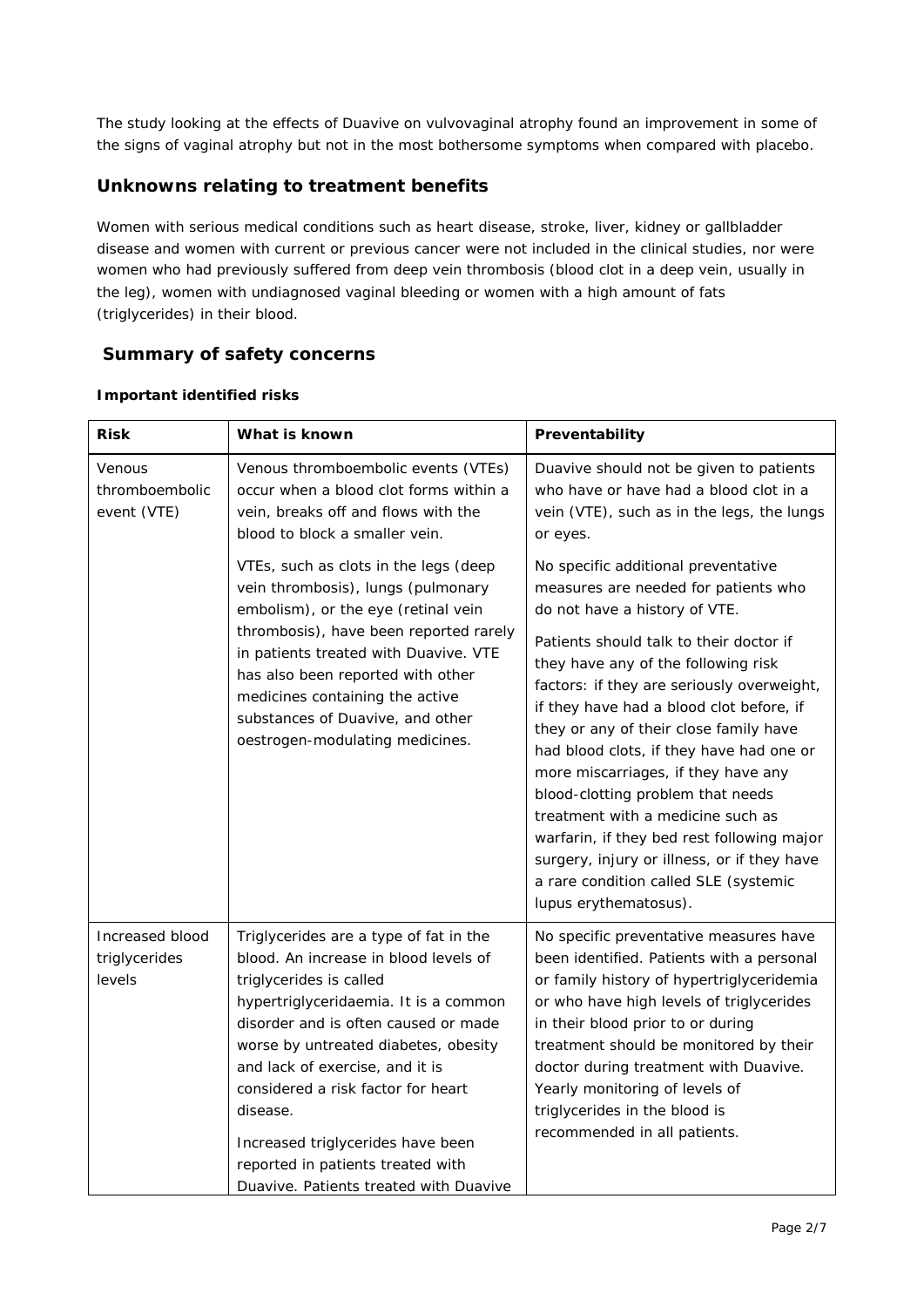The study looking at the effects of Duavive on vulvovaginal atrophy found an improvement in some of the signs of vaginal atrophy but not in the most bothersome symptoms when compared with placebo.

## Unknowns relating to treatment benefits

Women with serious medical conditions such as heart disease, stroke, liver, kidney or gallbladder disease and women with current or previous cancer were not included in the clinical studies, nor were women who had previously suffered from deep vein thrombosis (blood clot in a deep vein, usually in the leg), women with undiagnosed vaginal bleeding or women with a high amount of fats (triglycerides) in their blood.

## Summary of safety concerns

### Important identified risks

| Risk | What is known | Preventability |
| --- | --- | --- |
| Venous thromboembolic event (VTE) | Venous thromboembolic events (VTEs) occur when a blood clot forms within a vein, breaks off and flows with the blood to block a smaller vein.<br><br>VTEs, such as clots in the legs (deep vein thrombosis), lungs (pulmonary embolism), or the eye (retinal vein thrombosis), have been reported rarely in patients treated with Duavive. VTE has also been reported with other medicines containing the active substances of Duavive, and other oestrogen-modulating medicines. | Duavive should not be given to patients who have or have had a blood clot in a vein (VTE), such as in the legs, the lungs or eyes.<br><br>No specific additional preventative measures are needed for patients who do not have a history of VTE.<br><br>Patients should talk to their doctor if they have any of the following risk factors: if they are seriously overweight, if they have had a blood clot before, if they or any of their close family have had blood clots, if they have had one or more miscarriages, if they have any blood-clotting problem that needs treatment with a medicine such as warfarin, if they bed rest following major surgery, injury or illness, or if they have a rare condition called SLE (systemic lupus erythematosus). |
| Increased blood triglycerides levels | Triglycerides are a type of fat in the blood. An increase in blood levels of triglycerides is called hypertriglyceridaemia. It is a common disorder and is often caused or made worse by untreated diabetes, obesity and lack of exercise, and it is considered a risk factor for heart disease.<br><br>Increased triglycerides have been reported in patients treated with Duavive. Patients treated with Duavive | No specific preventative measures have been identified. Patients with a personal or family history of hypertriglyceridemia or who have high levels of triglycerides in their blood prior to or during treatment should be monitored by their doctor during treatment with Duavive. Yearly monitoring of levels of triglycerides in the blood is recommended in all patients. |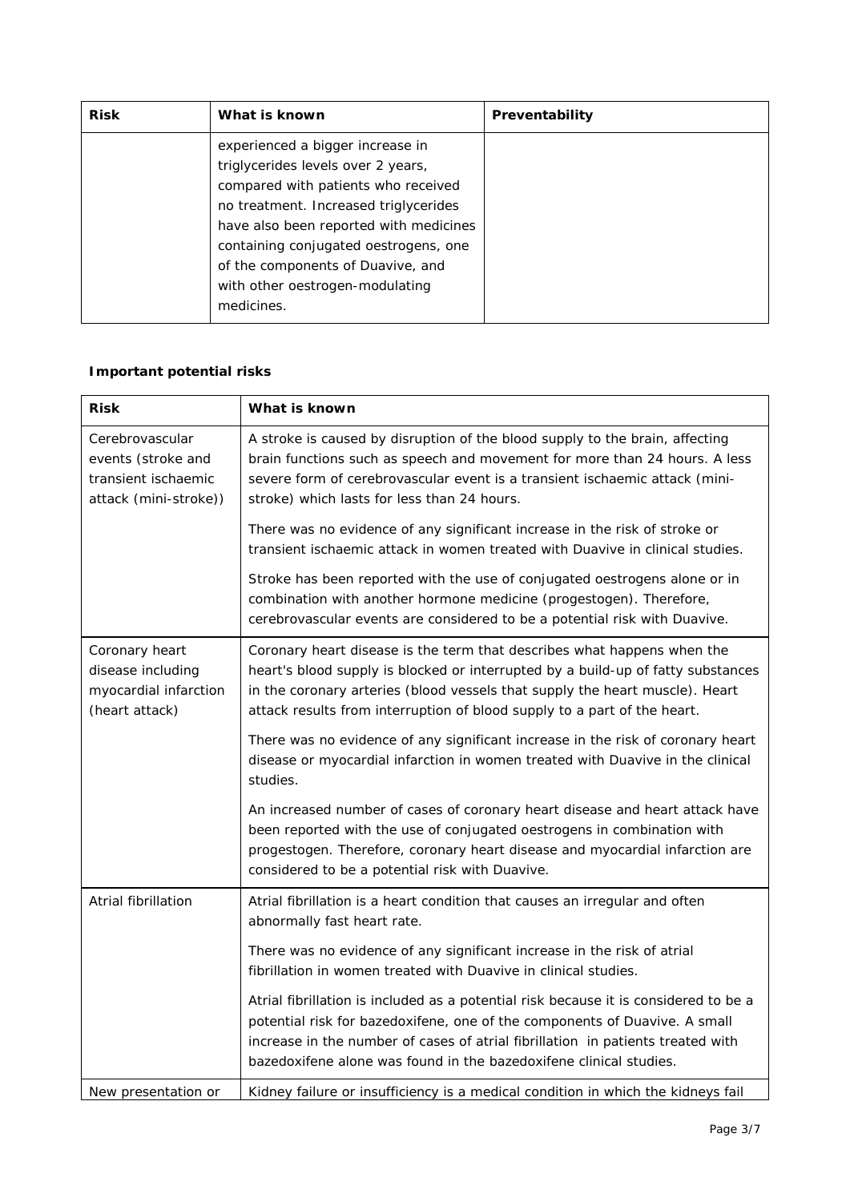| Risk | What is known | Preventability |
|---|---|---|
| | experienced a bigger increase in triglycerides levels over 2 years, compared with patients who received no treatment. Increased triglycerides have also been reported with medicines containing conjugated oestrogens, one of the components of Duavive, and with other oestrogen-modulating medicines. | |

**Important potential risks**

| Risk | What is known |
|---|---|
| Cerebrovascular events (stroke and transient ischaemic attack (mini-stroke)) | A stroke is caused by disruption of the blood supply to the brain, affecting brain functions such as speech and movement for more than 24 hours. A less severe form of cerebrovascular event is a transient ischaemic attack (mini-stroke) which lasts for less than 24 hours.<br><br>There was no evidence of any significant increase in the risk of stroke or transient ischaemic attack in women treated with Duavive in clinical studies.<br><br>Stroke has been reported with the use of conjugated oestrogens alone or in combination with another hormone medicine (progestogen). Therefore, cerebrovascular events are considered to be a potential risk with Duavive. |
| Coronary heart disease including myocardial infarction (heart attack) | Coronary heart disease is the term that describes what happens when the heart's blood supply is blocked or interrupted by a build-up of fatty substances in the coronary arteries (blood vessels that supply the heart muscle). Heart attack results from interruption of blood supply to a part of the heart.<br><br>There was no evidence of any significant increase in the risk of coronary heart disease or myocardial infarction in women treated with Duavive in the clinical studies.<br><br>An increased number of cases of coronary heart disease and heart attack have been reported with the use of conjugated oestrogens in combination with progestogen. Therefore, coronary heart disease and myocardial infarction are considered to be a potential risk with Duavive. |
| Atrial fibrillation | Atrial fibrillation is a heart condition that causes an irregular and often abnormally fast heart rate.<br><br>There was no evidence of any significant increase in the risk of atrial fibrillation in women treated with Duavive in clinical studies.<br><br>Atrial fibrillation is included as a potential risk because it is considered to be a potential risk for bazedoxifene, one of the components of Duavive. A small increase in the number of cases of atrial fibrillation in patients treated with bazedoxifene alone was found in the bazedoxifene clinical studies. |
| New presentation or | Kidney failure or insufficiency is a medical condition in which the kidneys fail |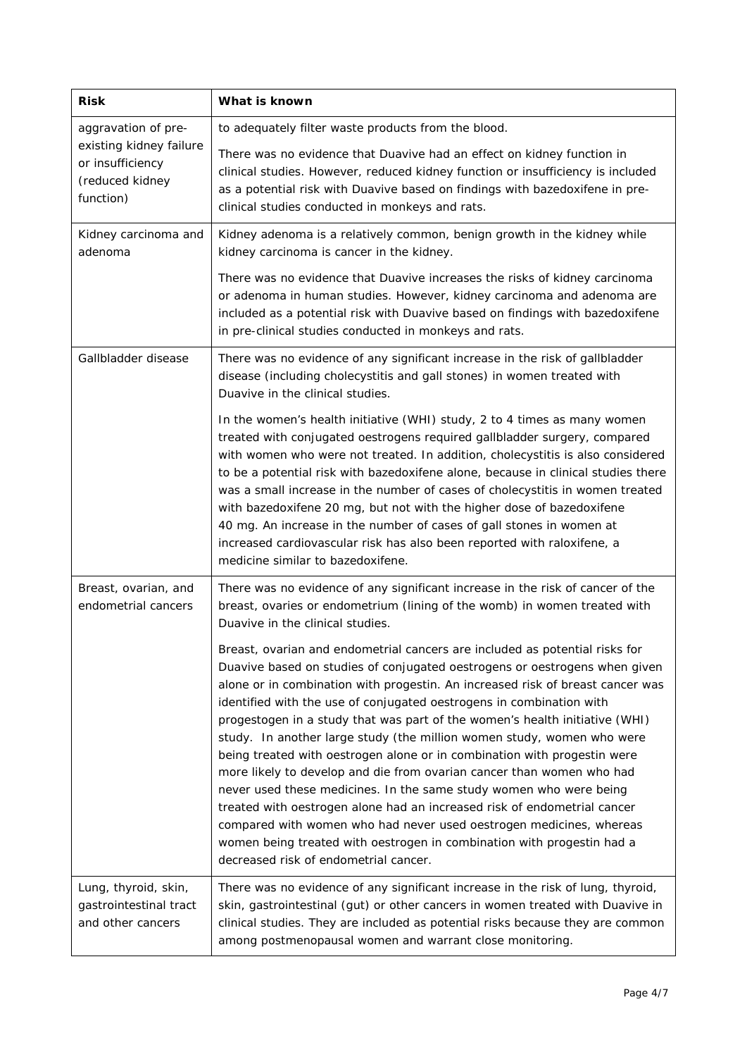| Risk | What is known |
|---|---|
| aggravation of pre-existing kidney failure or insufficiency (reduced kidney function) | to adequately filter waste products from the blood.<br><br>There was no evidence that Duavive had an effect on kidney function in clinical studies. However, reduced kidney function or insufficiency is included as a potential risk with Duavive based on findings with bazedoxifene in pre-clinical studies conducted in monkeys and rats. |
| Kidney carcinoma and adenoma | Kidney adenoma is a relatively common, benign growth in the kidney while kidney carcinoma is cancer in the kidney.<br><br>There was no evidence that Duavive increases the risks of kidney carcinoma or adenoma in human studies. However, kidney carcinoma and adenoma are included as a potential risk with Duavive based on findings with bazedoxifene in pre-clinical studies conducted in monkeys and rats. |
| Gallbladder disease | There was no evidence of any significant increase in the risk of gallbladder disease (including cholecystitis and gall stones) in women treated with Duavive in the clinical studies.<br><br>In the women's health initiative (WHI) study, 2 to 4 times as many women treated with conjugated oestrogens required gallbladder surgery, compared with women who were not treated. In addition, cholecystitis is also considered to be a potential risk with bazedoxifene alone, because in clinical studies there was a small increase in the number of cases of cholecystitis in women treated with bazedoxifene 20 mg, but not with the higher dose of bazedoxifene 40 mg. An increase in the number of cases of gall stones in women at increased cardiovascular risk has also been reported with raloxifene, a medicine similar to bazedoxifene. |
| Breast, ovarian, and endometrial cancers | There was no evidence of any significant increase in the risk of cancer of the breast, ovaries or endometrium (lining of the womb) in women treated with Duavive in the clinical studies.<br><br>Breast, ovarian and endometrial cancers are included as potential risks for Duavive based on studies of conjugated oestrogens or oestrogens when given alone or in combination with progestin. An increased risk of breast cancer was identified with the use of conjugated oestrogens in combination with progestogen in a study that was part of the women's health initiative (WHI) study. In another large study (the million women study, women who were being treated with oestrogen alone or in combination with progestin were more likely to develop and die from ovarian cancer than women who had never used these medicines. In the same study women who were being treated with oestrogen alone had an increased risk of endometrial cancer compared with women who had never used oestrogen medicines, whereas women being treated with oestrogen in combination with progestin had a decreased risk of endometrial cancer. |
| Lung, thyroid, skin, gastrointestinal tract and other cancers | There was no evidence of any significant increase in the risk of lung, thyroid, skin, gastrointestinal (gut) or other cancers in women treated with Duavive in clinical studies. They are included as potential risks because they are common among postmenopausal women and warrant close monitoring. |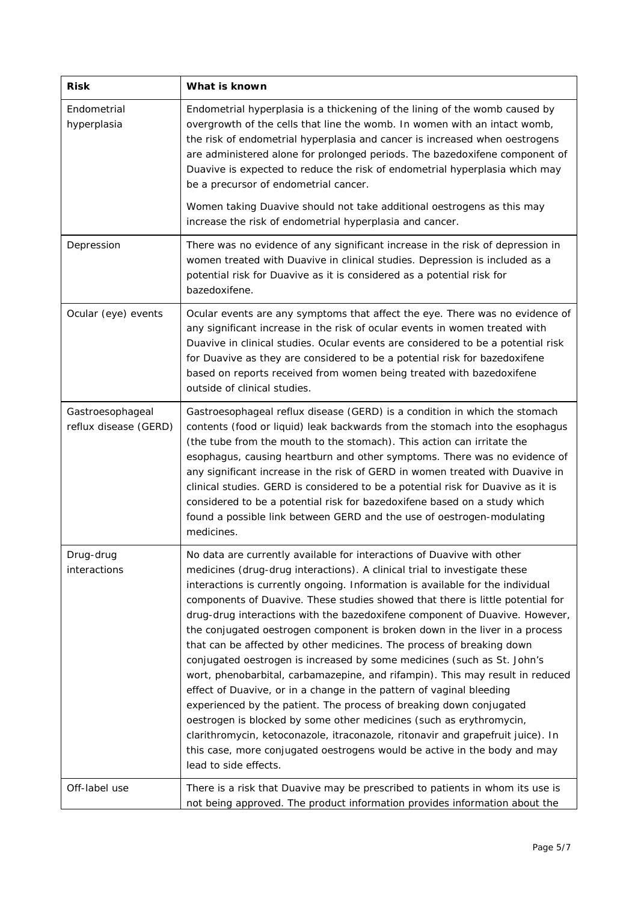| Risk | What is known |
|---|---|
| Endometrial hyperplasia | Endometrial hyperplasia is a thickening of the lining of the womb caused by overgrowth of the cells that line the womb. In women with an intact womb, the risk of endometrial hyperplasia and cancer is increased when oestrogens are administered alone for prolonged periods. The bazedoxifene component of Duavive is expected to reduce the risk of endometrial hyperplasia which may be a precursor of endometrial cancer.<br><br>Women taking Duavive should not take additional oestrogens as this may increase the risk of endometrial hyperplasia and cancer. |
| Depression | There was no evidence of any significant increase in the risk of depression in women treated with Duavive in clinical studies. Depression is included as a potential risk for Duavive as it is considered as a potential risk for bazedoxifene. |
| Ocular (eye) events | Ocular events are any symptoms that affect the eye. There was no evidence of any significant increase in the risk of ocular events in women treated with Duavive in clinical studies. Ocular events are considered to be a potential risk for Duavive as they are considered to be a potential risk for bazedoxifene based on reports received from women being treated with bazedoxifene outside of clinical studies. |
| Gastroesophageal reflux disease (GERD) | Gastroesophageal reflux disease (GERD) is a condition in which the stomach contents (food or liquid) leak backwards from the stomach into the esophagus (the tube from the mouth to the stomach). This action can irritate the esophagus, causing heartburn and other symptoms. There was no evidence of any significant increase in the risk of GERD in women treated with Duavive in clinical studies. GERD is considered to be a potential risk for Duavive as it is considered to be a potential risk for bazedoxifene based on a study which found a possible link between GERD and the use of oestrogen-modulating medicines. |
| Drug-drug interactions | No data are currently available for interactions of Duavive with other medicines (drug-drug interactions). A clinical trial to investigate these interactions is currently ongoing. Information is available for the individual components of Duavive. These studies showed that there is little potential for drug-drug interactions with the bazedoxifene component of Duavive. However, the conjugated oestrogen component is broken down in the liver in a process that can be affected by other medicines. The process of breaking down conjugated oestrogen is increased by some medicines (such as St. John's wort, phenobarbital, carbamazepine, and rifampin). This may result in reduced effect of Duavive, or in a change in the pattern of vaginal bleeding experienced by the patient. The process of breaking down conjugated oestrogen is blocked by some other medicines (such as erythromycin, clarithromycin, ketoconazole, itraconazole, ritonavir and grapefruit juice). In this case, more conjugated oestrogens would be active in the body and may lead to side effects. |
| Off-label use | There is a risk that Duavive may be prescribed to patients in whom its use is not being approved. The product information provides information about the |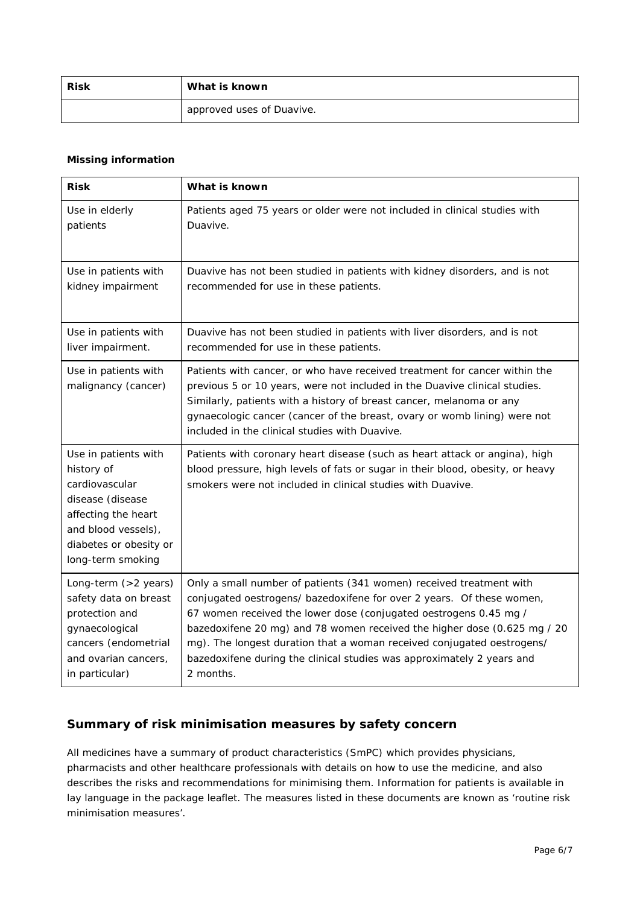| Risk | What is known |
| --- | --- |
| | approved uses of Duavive. |

**Missing information**

| Risk | What is known |
| --- | --- |
| Use in elderly patients | Patients aged 75 years or older were not included in clinical studies with Duavive. |
| Use in patients with kidney impairment | Duavive has not been studied in patients with kidney disorders, and is not recommended for use in these patients. |
| Use in patients with liver impairment. | Duavive has not been studied in patients with liver disorders, and is not recommended for use in these patients. |
| Use in patients with malignancy (cancer) | Patients with cancer, or who have received treatment for cancer within the previous 5 or 10 years, were not included in the Duavive clinical studies. Similarly, patients with a history of breast cancer, melanoma or any gynaecologic cancer (cancer of the breast, ovary or womb lining) were not included in the clinical studies with Duavive. |
| Use in patients with history of cardiovascular disease (disease affecting the heart and blood vessels), diabetes or obesity or long-term smoking | Patients with coronary heart disease (such as heart attack or angina), high blood pressure, high levels of fats or sugar in their blood, obesity, or heavy smokers were not included in clinical studies with Duavive. |
| Long-term (>2 years) safety data on breast protection and gynaecological cancers (endometrial and ovarian cancers, in particular) | Only a small number of patients (341 women) received treatment with conjugated oestrogens/ bazedoxifene for over 2 years. Of these women, 67 women received the lower dose (conjugated oestrogens 0.45 mg / bazedoxifene 20 mg) and 78 women received the higher dose (0.625 mg / 20 mg). The longest duration that a woman received conjugated oestrogens/ bazedoxifene during the clinical studies was approximately 2 years and 2 months. |

## Summary of risk minimisation measures by safety concern

All medicines have a summary of product characteristics (SmPC) which provides physicians, pharmacists and other healthcare professionals with details on how to use the medicine, and also describes the risks and recommendations for minimising them. Information for patients is available in lay language in the package leaflet. The measures listed in these documents are known as 'routine risk minimisation measures'.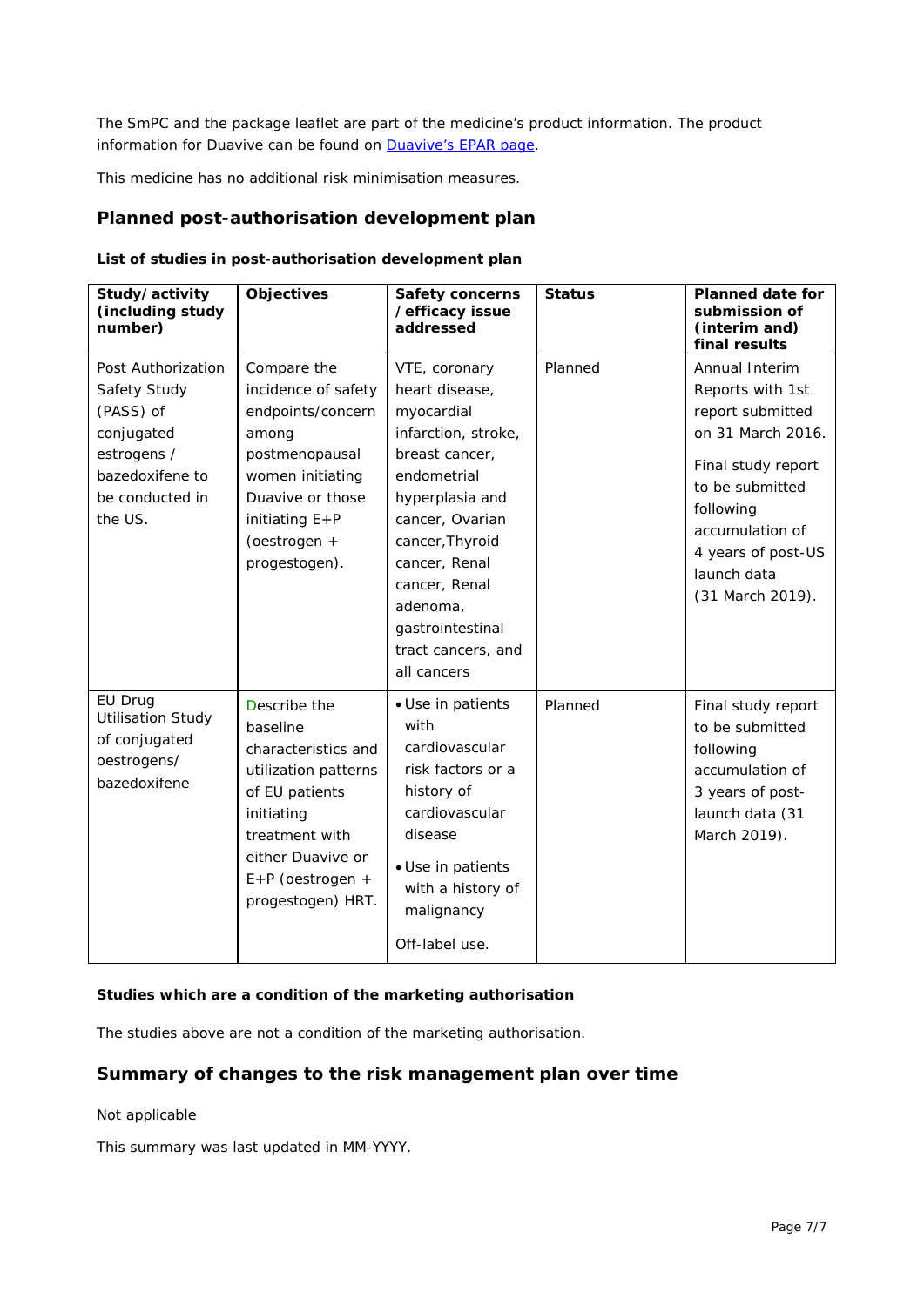The SmPC and the package leaflet are part of the medicine's product information. The product information for Duavive can be found on [Duavive's EPAR page](#).

This medicine has no additional risk minimisation measures.

## Planned post-authorisation development plan

**List of studies in post-authorisation development plan**

| Study/activity (including study number) | Objectives | Safety concerns /efficacy issue addressed | Status | Planned date for submission of (interim and) final results |
|---|---|---|---|---|
| Post Authorization Safety Study (PASS) of conjugated estrogens / bazedoxifene to be conducted in the US. | Compare the incidence of safety endpoints/concern among postmenopausal women initiating Duavive or those initiating E+P (oestrogen + progestogen). | VTE, coronary heart disease, myocardial infarction, stroke, breast cancer, endometrial hyperplasia and cancer, Ovarian cancer,Thyroid cancer, Renal cancer, Renal adenoma, gastrointestinal tract cancers, and all cancers | Planned | Annual Interim Reports with 1st report submitted on 31 March 2016.<br><br>Final study report to be submitted following accumulation of 4 years of post-US launch data (31 March 2019). |
| EU Drug Utilisation Study of conjugated oestrogens/ bazedoxifene | Describe the baseline characteristics and utilization patterns of EU patients initiating treatment with either Duavive or E+P (oestrogen + progestogen) HRT. | • Use in patients with cardiovascular risk factors or a history of cardiovascular disease<br>• Use in patients with a history of malignancy<br><br>Off-label use. | Planned | Final study report to be submitted following accumulation of 3 years of post-launch data (31 March 2019). |

**Studies which are a condition of the marketing authorisation**

The studies above are not a condition of the marketing authorisation.

## Summary of changes to the risk management plan over time

Not applicable

This summary was last updated in MM-YYYY.